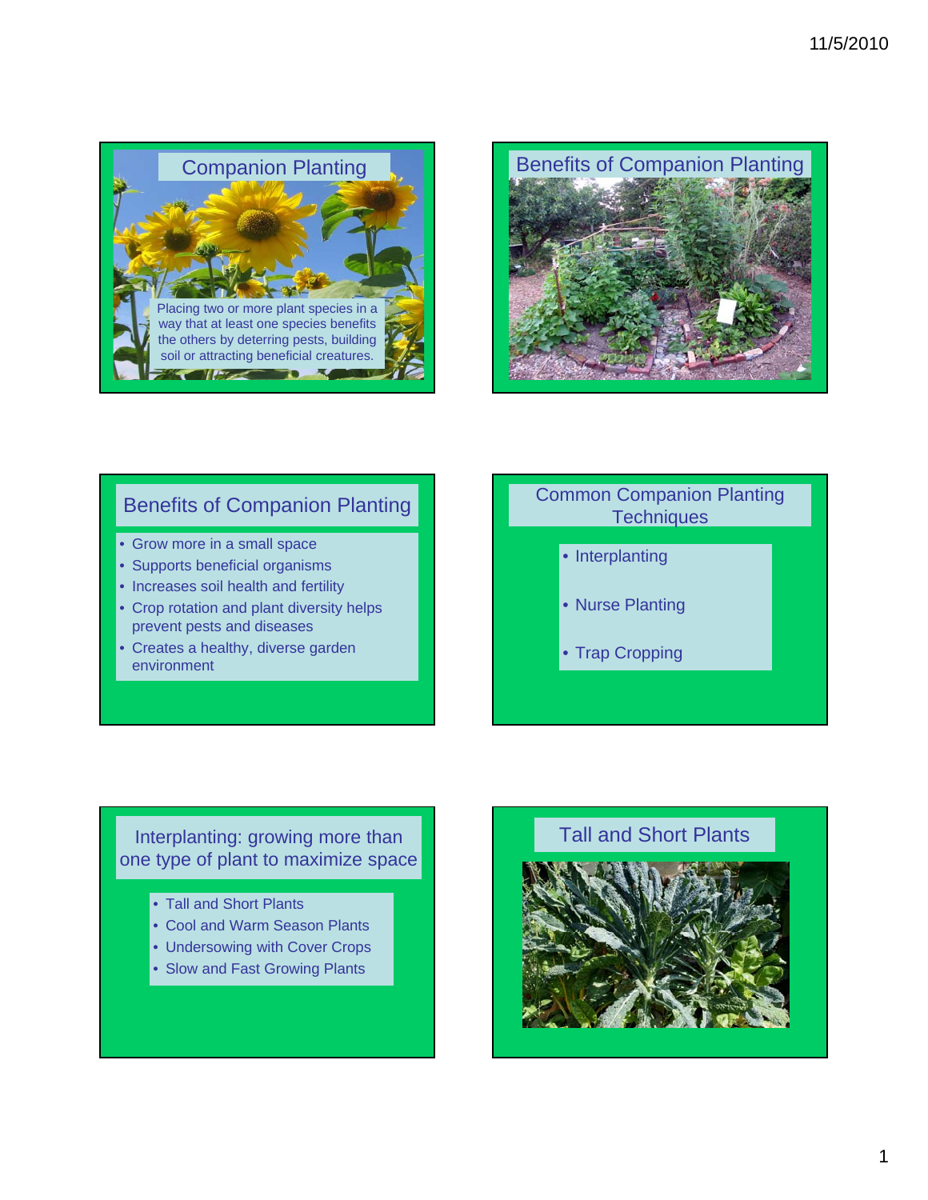## Companion Planting

Placing two or more plant species in a way that at least one species benefits the others by deterring pests, building soil or attracting beneficial creatures.

## Benefits of Companion Planting

## Benefits of Companion Planting

- Grow more in a small space
- Supports beneficial organisms
- Increases soil health and fertility
- Crop rotation and plant diversity helps prevent pests and diseases
- Creates a healthy, diverse garden environment

## Common Companion Planting Techniques

- Interplanting
- Nurse Planting
- Trap Cropping

## Interplanting: growing more than one type of plant to maximize space

- Tall and Short Plants
- Cool and Warm Season Plants
- Undersowing with Cover Crops
- Slow and Fast Growing Plants

## Tall and Short Plants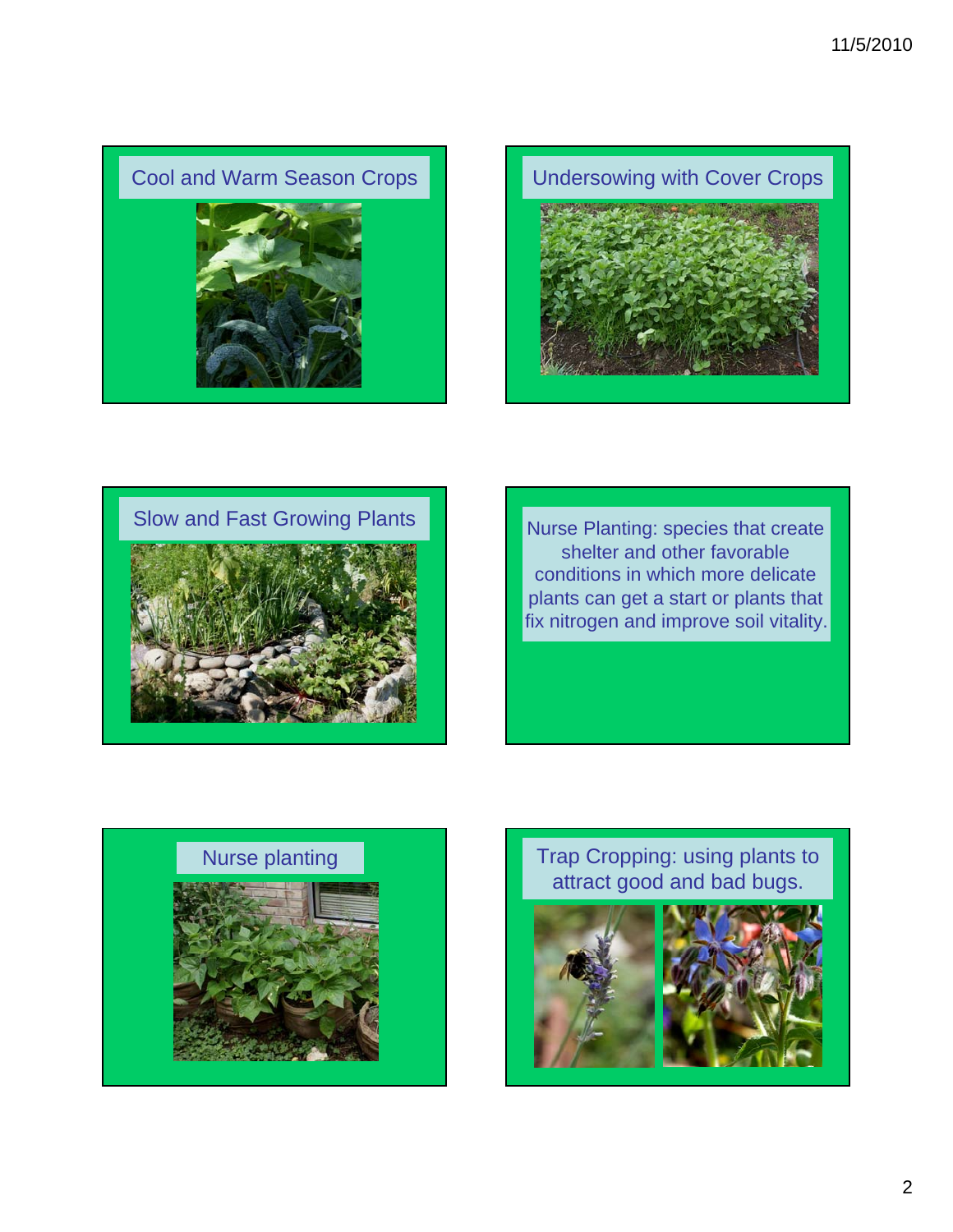## Cool and Warm Season Crops

## Undersowing with Cover Crops

## Slow and Fast Growing Plants

Nurse Planting: species that create shelter and other favorable conditions in which more delicate plants can get a start or plants that fix nitrogen and improve soil vitality.

## Nurse planting

## Trap Cropping: using plants to attract good and bad bugs.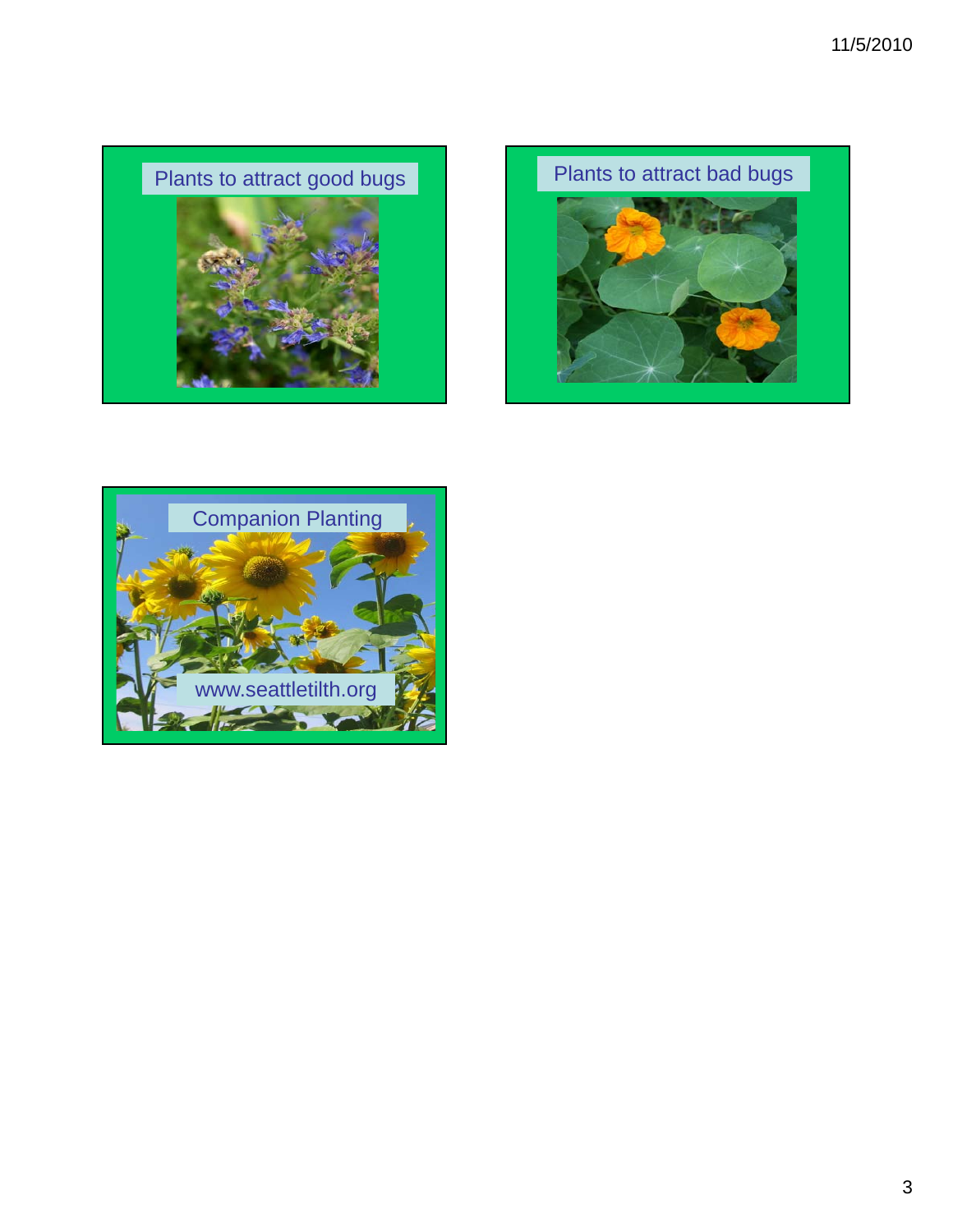Plants to attract good bugs

Plants to attract bad bugs

Companion Planting

www.seattletilth.org